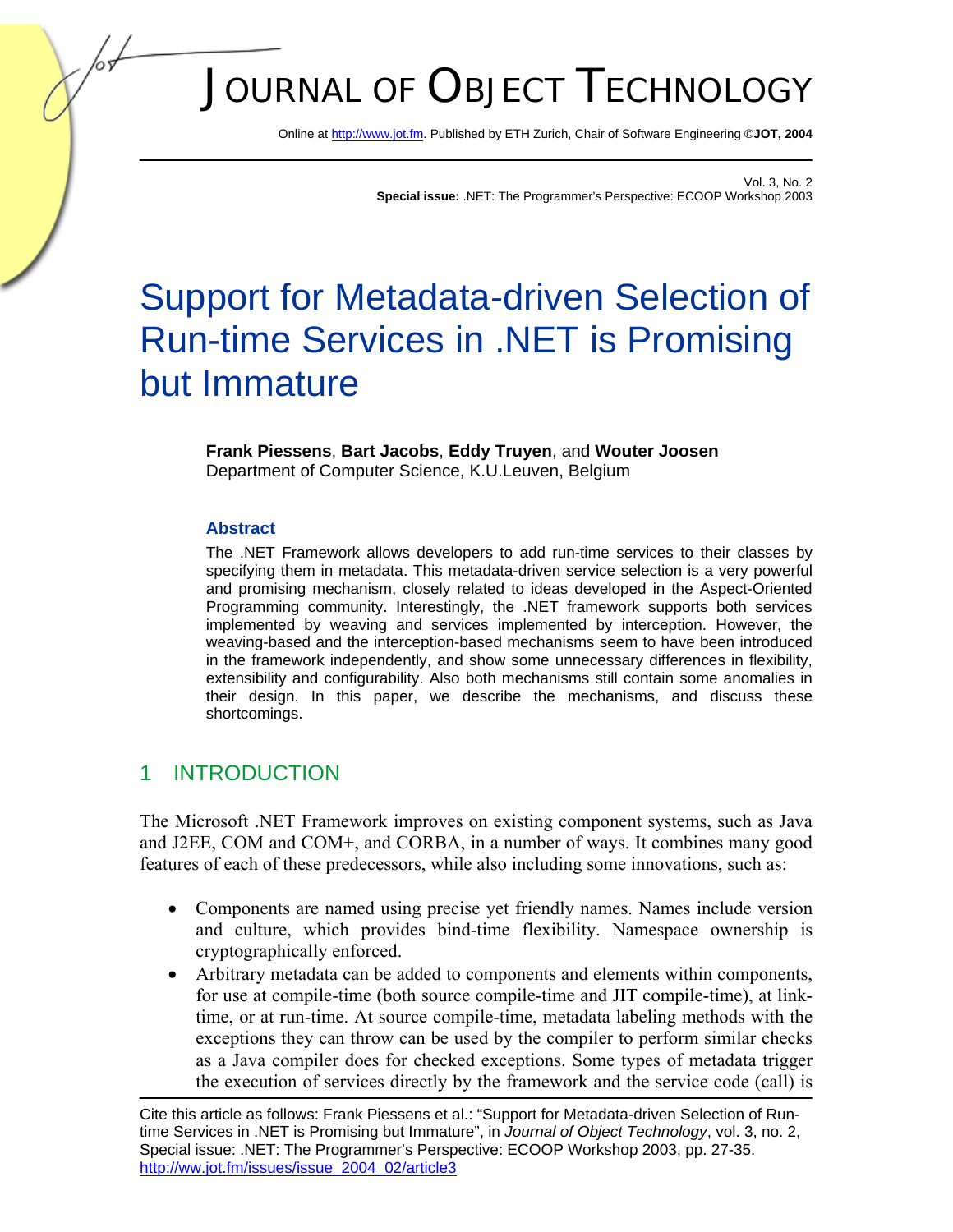# JOURNAL OF OBJECT TECHNOLOGY

Online at http://www.jot.fm. Published by ETH Zurich, Chair of Software Engineering ©**JOT, 2004**

Vol. 3, No. 2
**Special issue:** .NET: The Programmer's Perspective: ECOOP Workshop 2003

# Support for Metadata-driven Selection of Run-time Services in .NET is Promising but Immature

**Frank Piessens**, **Bart Jacobs**, **Eddy Truyen**, and **Wouter Joosen**
Department of Computer Science, K.U.Leuven, Belgium

### Abstract

The .NET Framework allows developers to add run-time services to their classes by specifying them in metadata. This metadata-driven service selection is a very powerful and promising mechanism, closely related to ideas developed in the Aspect-Oriented Programming community. Interestingly, the .NET framework supports both services implemented by weaving and services implemented by interception. However, the weaving-based and the interception-based mechanisms seem to have been introduced in the framework independently, and show some unnecessary differences in flexibility, extensibility and configurability. Also both mechanisms still contain some anomalies in their design. In this paper, we describe the mechanisms, and discuss these shortcomings.

## 1 INTRODUCTION

The Microsoft .NET Framework improves on existing component systems, such as Java and J2EE, COM and COM+, and CORBA, in a number of ways. It combines many good features of each of these predecessors, while also including some innovations, such as:

- Components are named using precise yet friendly names. Names include version and culture, which provides bind-time flexibility. Namespace ownership is cryptographically enforced.
- Arbitrary metadata can be added to components and elements within components, for use at compile-time (both source compile-time and JIT compile-time), at link-time, or at run-time. At source compile-time, metadata labeling methods with the exceptions they can throw can be used by the compiler to perform similar checks as a Java compiler does for checked exceptions. Some types of metadata trigger the execution of services directly by the framework and the service code (call) is

Cite this article as follows: Frank Piessens et al.: "Support for Metadata-driven Selection of Run-time Services in .NET is Promising but Immature", in *Journal of Object Technology*, vol. 3, no. 2, Special issue: .NET: The Programmer's Perspective: ECOOP Workshop 2003, pp. 27-35. http://ww.jot.fm/issues/issue_2004_02/article3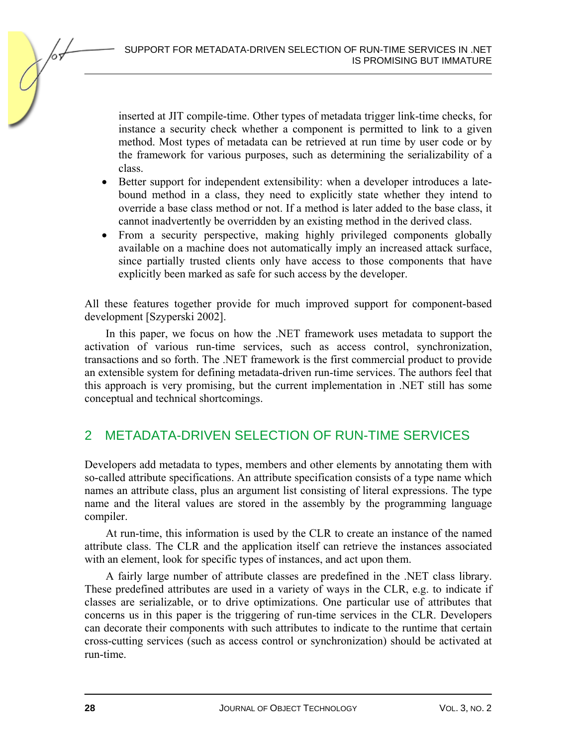inserted at JIT compile-time. Other types of metadata trigger link-time checks, for instance a security check whether a component is permitted to link to a given method. Most types of metadata can be retrieved at run time by user code or by the framework for various purposes, such as determining the serializability of a class.

- Better support for independent extensibility: when a developer introduces a late-bound method in a class, they need to explicitly state whether they intend to override a base class method or not. If a method is later added to the base class, it cannot inadvertently be overridden by an existing method in the derived class.
- From a security perspective, making highly privileged components globally available on a machine does not automatically imply an increased attack surface, since partially trusted clients only have access to those components that have explicitly been marked as safe for such access by the developer.

All these features together provide for much improved support for component-based development [Szyperski 2002].

In this paper, we focus on how the .NET framework uses metadata to support the activation of various run-time services, such as access control, synchronization, transactions and so forth. The .NET framework is the first commercial product to provide an extensible system for defining metadata-driven run-time services. The authors feel that this approach is very promising, but the current implementation in .NET still has some conceptual and technical shortcomings.

## 2 METADATA-DRIVEN SELECTION OF RUN-TIME SERVICES

Developers add metadata to types, members and other elements by annotating them with so-called attribute specifications. An attribute specification consists of a type name which names an attribute class, plus an argument list consisting of literal expressions. The type name and the literal values are stored in the assembly by the programming language compiler.

At run-time, this information is used by the CLR to create an instance of the named attribute class. The CLR and the application itself can retrieve the instances associated with an element, look for specific types of instances, and act upon them.

A fairly large number of attribute classes are predefined in the .NET class library. These predefined attributes are used in a variety of ways in the CLR, e.g. to indicate if classes are serializable, or to drive optimizations. One particular use of attributes that concerns us in this paper is the triggering of run-time services in the CLR. Developers can decorate their components with such attributes to indicate to the runtime that certain cross-cutting services (such as access control or synchronization) should be activated at run-time.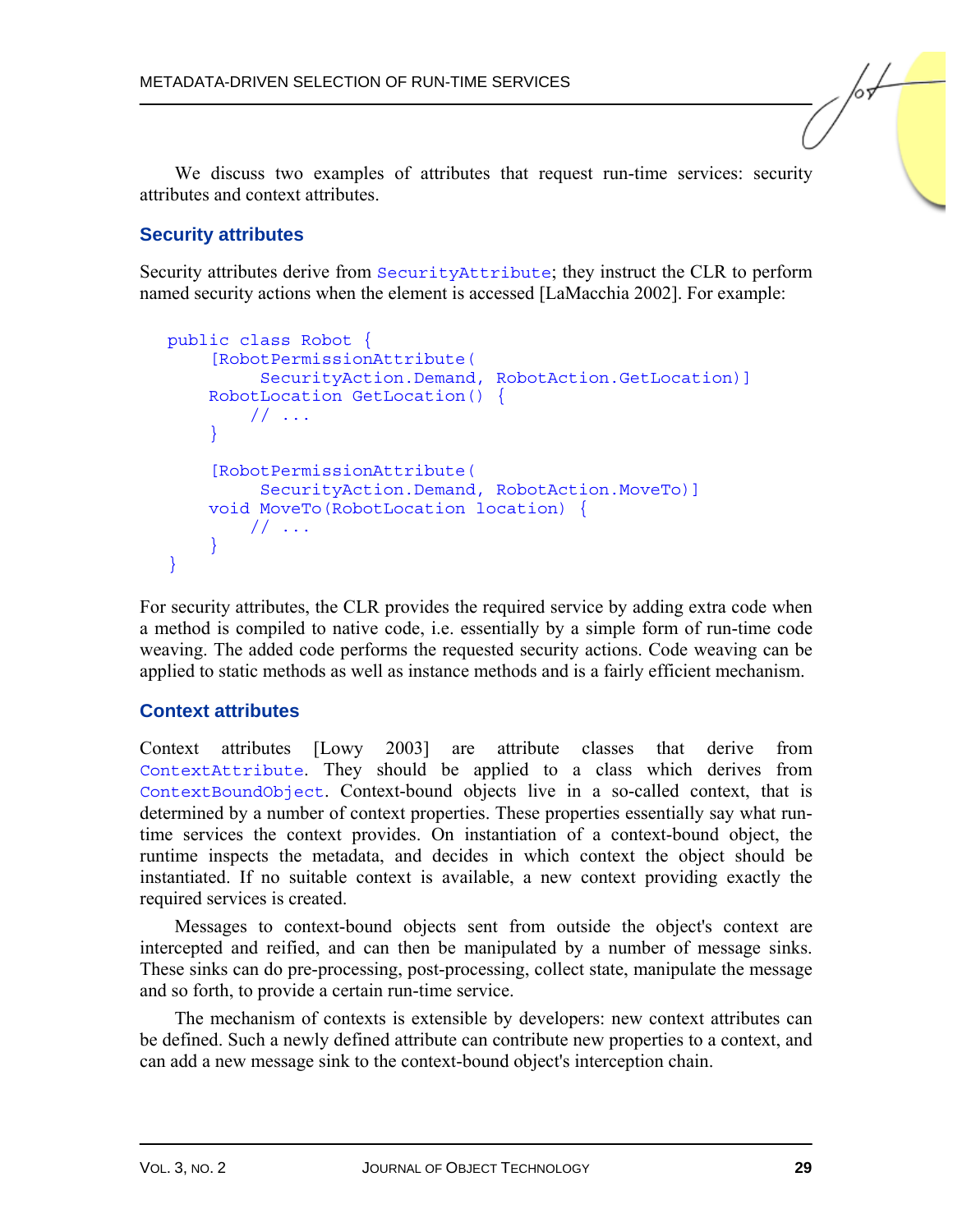We discuss two examples of attributes that request run-time services: security attributes and context attributes.

### Security attributes

Security attributes derive from `SecurityAttribute`; they instruct the CLR to perform named security actions when the element is accessed [LaMacchia 2002]. For example:

```
public class Robot {
    [RobotPermissionAttribute(
         SecurityAction.Demand, RobotAction.GetLocation)]
    RobotLocation GetLocation() {
        // ...
    }

    [RobotPermissionAttribute(
         SecurityAction.Demand, RobotAction.MoveTo)]
    void MoveTo(RobotLocation location) {
        // ...
    }
}
```

For security attributes, the CLR provides the required service by adding extra code when a method is compiled to native code, i.e. essentially by a simple form of run-time code weaving. The added code performs the requested security actions. Code weaving can be applied to static methods as well as instance methods and is a fairly efficient mechanism.

### Context attributes

Context attributes [Lowy 2003] are attribute classes that derive from `ContextAttribute`. They should be applied to a class which derives from `ContextBoundObject`. Context-bound objects live in a so-called context, that is determined by a number of context properties. These properties essentially say what run-time services the context provides. On instantiation of a context-bound object, the runtime inspects the metadata, and decides in which context the object should be instantiated. If no suitable context is available, a new context providing exactly the required services is created.

Messages to context-bound objects sent from outside the object's context are intercepted and reified, and can then be manipulated by a number of message sinks. These sinks can do pre-processing, post-processing, collect state, manipulate the message and so forth, to provide a certain run-time service.

The mechanism of contexts is extensible by developers: new context attributes can be defined. Such a newly defined attribute can contribute new properties to a context, and can add a new message sink to the context-bound object's interception chain.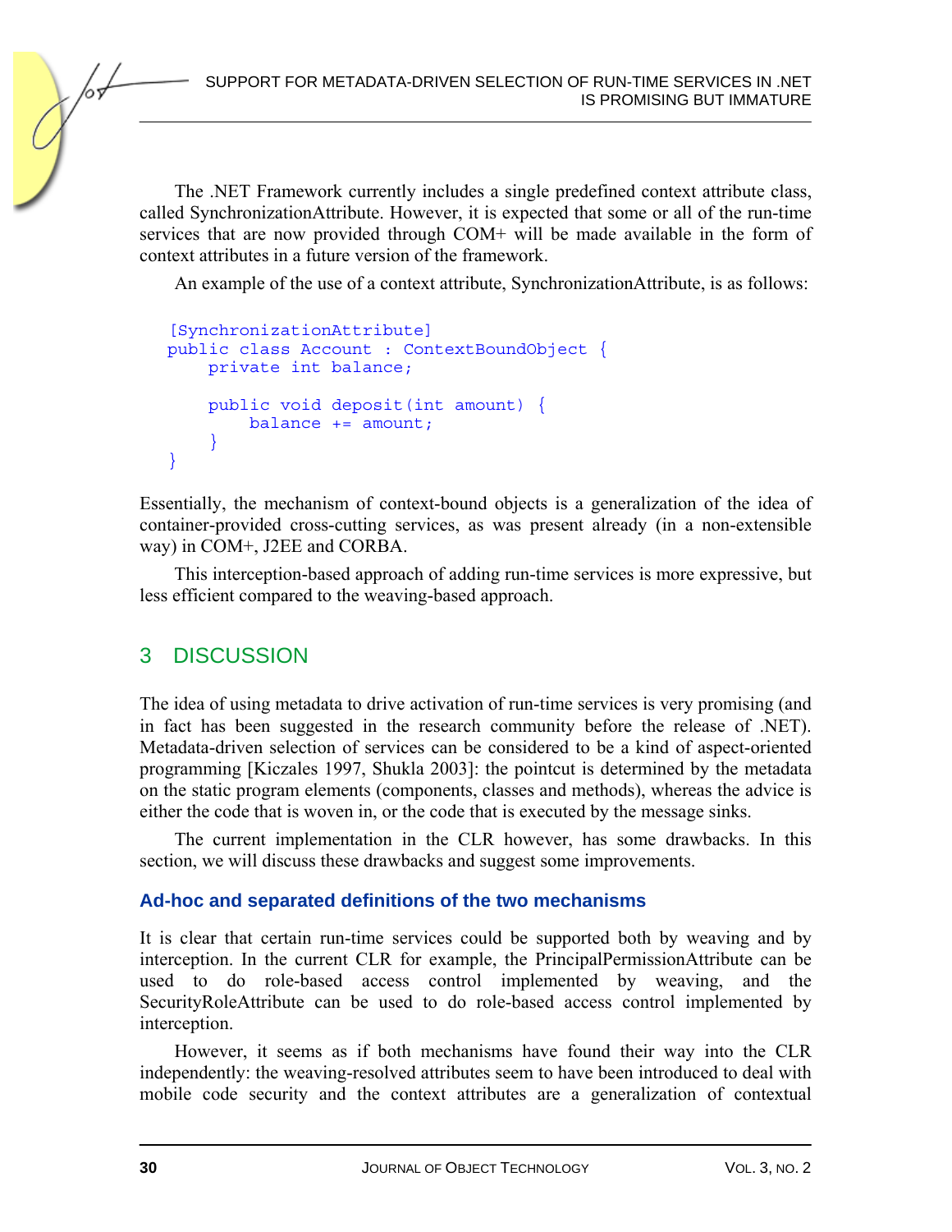The .NET Framework currently includes a single predefined context attribute class, called SynchronizationAttribute. However, it is expected that some or all of the run-time services that are now provided through COM+ will be made available in the form of context attributes in a future version of the framework.

An example of the use of a context attribute, SynchronizationAttribute, is as follows:

```
[SynchronizationAttribute]
public class Account : ContextBoundObject {
    private int balance;

    public void deposit(int amount) {
        balance += amount;
    }
}
```

Essentially, the mechanism of context-bound objects is a generalization of the idea of container-provided cross-cutting services, as was present already (in a non-extensible way) in COM+, J2EE and CORBA.

This interception-based approach of adding run-time services is more expressive, but less efficient compared to the weaving-based approach.

## 3 DISCUSSION

The idea of using metadata to drive activation of run-time services is very promising (and in fact has been suggested in the research community before the release of .NET). Metadata-driven selection of services can be considered to be a kind of aspect-oriented programming [Kiczales 1997, Shukla 2003]: the pointcut is determined by the metadata on the static program elements (components, classes and methods), whereas the advice is either the code that is woven in, or the code that is executed by the message sinks.

The current implementation in the CLR however, has some drawbacks. In this section, we will discuss these drawbacks and suggest some improvements.

### Ad-hoc and separated definitions of the two mechanisms

It is clear that certain run-time services could be supported both by weaving and by interception. In the current CLR for example, the PrincipalPermissionAttribute can be used to do role-based access control implemented by weaving, and the SecurityRoleAttribute can be used to do role-based access control implemented by interception.

However, it seems as if both mechanisms have found their way into the CLR independently: the weaving-resolved attributes seem to have been introduced to deal with mobile code security and the context attributes are a generalization of contextual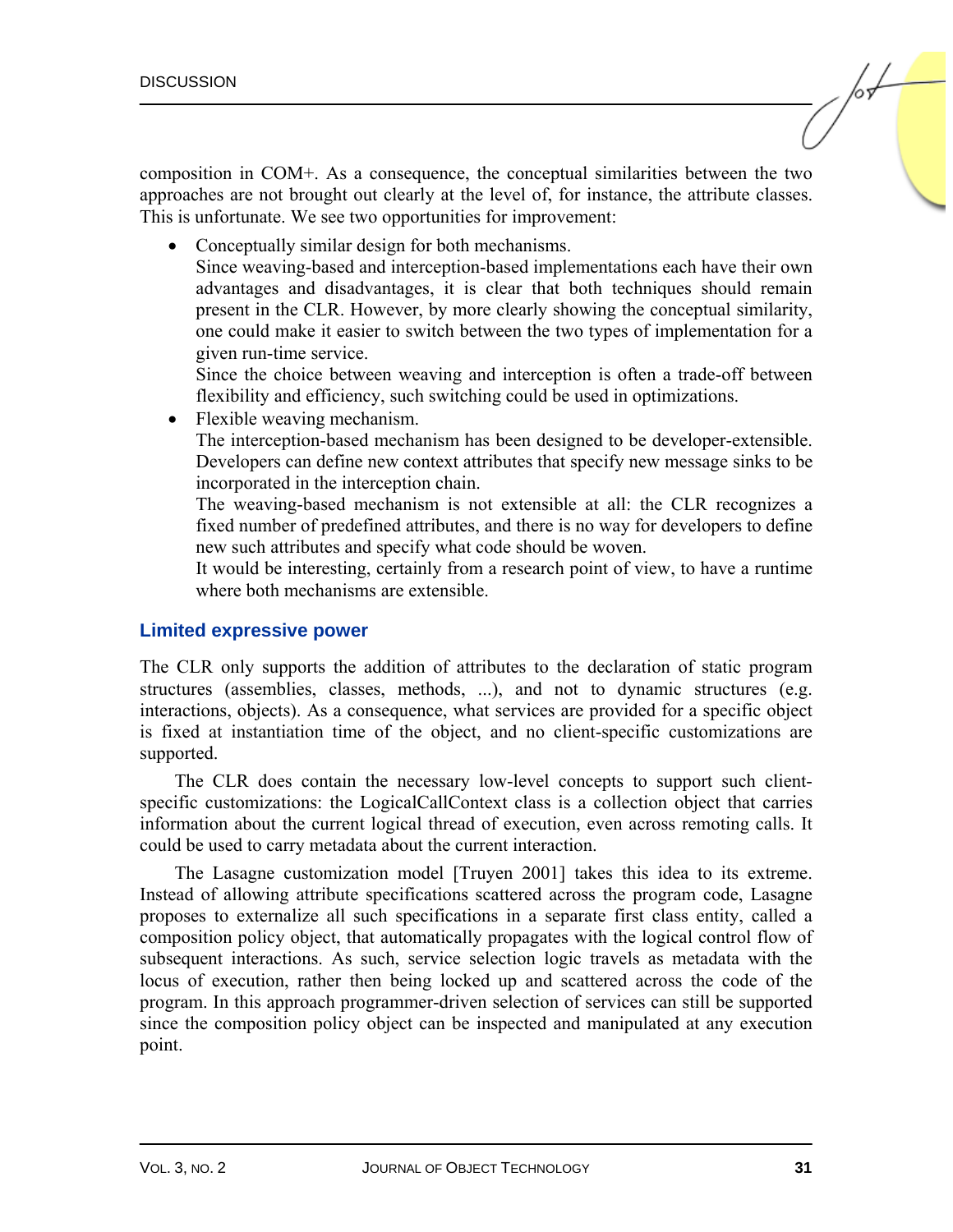composition in COM+. As a consequence, the conceptual similarities between the two approaches are not brought out clearly at the level of, for instance, the attribute classes. This is unfortunate. We see two opportunities for improvement:

- Conceptually similar design for both mechanisms.
  Since weaving-based and interception-based implementations each have their own advantages and disadvantages, it is clear that both techniques should remain present in the CLR. However, by more clearly showing the conceptual similarity, one could make it easier to switch between the two types of implementation for a given run-time service.
  Since the choice between weaving and interception is often a trade-off between flexibility and efficiency, such switching could be used in optimizations.
- Flexible weaving mechanism.
  The interception-based mechanism has been designed to be developer-extensible. Developers can define new context attributes that specify new message sinks to be incorporated in the interception chain.
  The weaving-based mechanism is not extensible at all: the CLR recognizes a fixed number of predefined attributes, and there is no way for developers to define new such attributes and specify what code should be woven.
  It would be interesting, certainly from a research point of view, to have a runtime where both mechanisms are extensible.

### Limited expressive power

The CLR only supports the addition of attributes to the declaration of static program structures (assemblies, classes, methods, ...), and not to dynamic structures (e.g. interactions, objects). As a consequence, what services are provided for a specific object is fixed at instantiation time of the object, and no client-specific customizations are supported.

The CLR does contain the necessary low-level concepts to support such client-specific customizations: the LogicalCallContext class is a collection object that carries information about the current logical thread of execution, even across remoting calls. It could be used to carry metadata about the current interaction.

The Lasagne customization model [Truyen 2001] takes this idea to its extreme. Instead of allowing attribute specifications scattered across the program code, Lasagne proposes to externalize all such specifications in a separate first class entity, called a composition policy object, that automatically propagates with the logical control flow of subsequent interactions. As such, service selection logic travels as metadata with the locus of execution, rather then being locked up and scattered across the code of the program. In this approach programmer-driven selection of services can still be supported since the composition policy object can be inspected and manipulated at any execution point.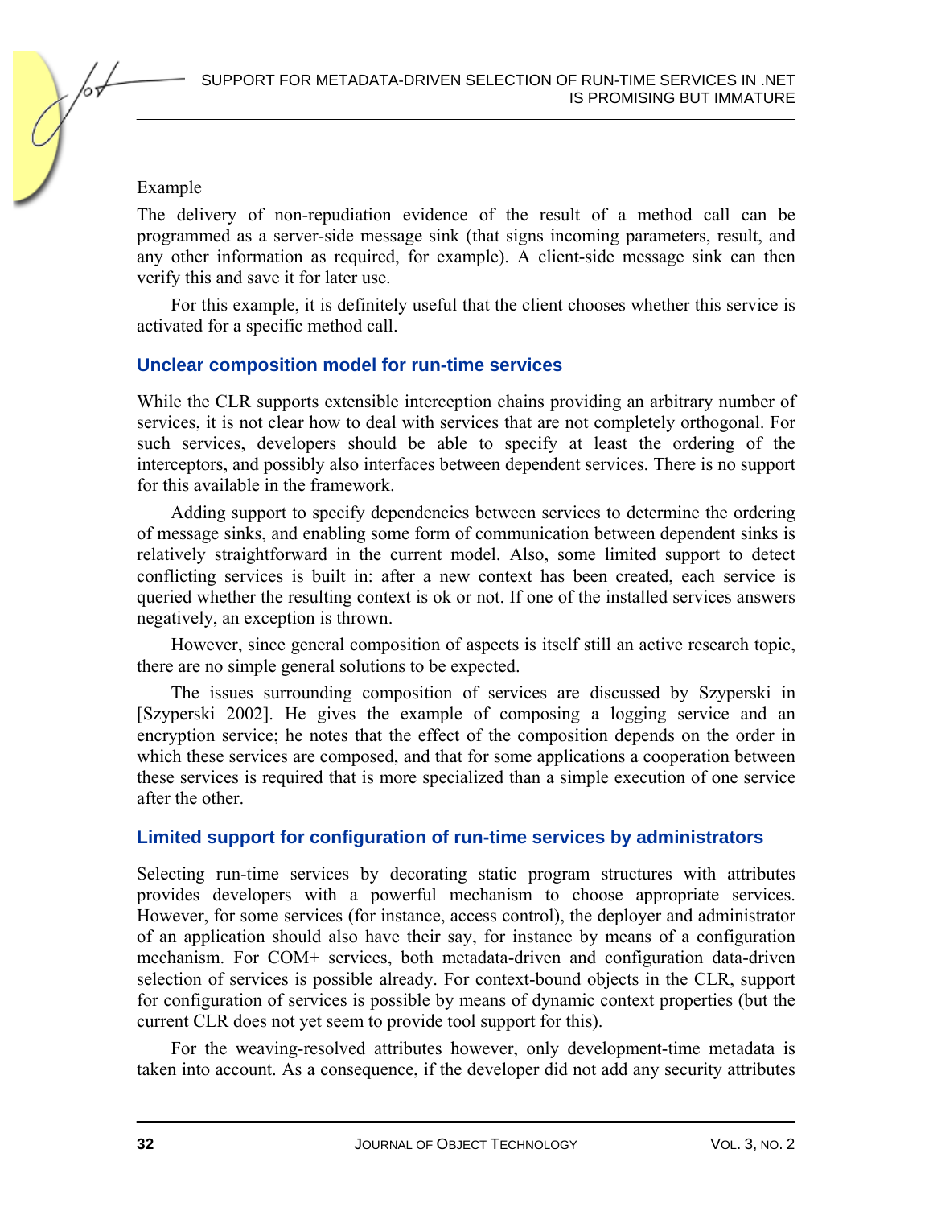Example

The delivery of non-repudiation evidence of the result of a method call can be programmed as a server-side message sink (that signs incoming parameters, result, and any other information as required, for example). A client-side message sink can then verify this and save it for later use.

For this example, it is definitely useful that the client chooses whether this service is activated for a specific method call.

### Unclear composition model for run-time services

While the CLR supports extensible interception chains providing an arbitrary number of services, it is not clear how to deal with services that are not completely orthogonal. For such services, developers should be able to specify at least the ordering of the interceptors, and possibly also interfaces between dependent services. There is no support for this available in the framework.

Adding support to specify dependencies between services to determine the ordering of message sinks, and enabling some form of communication between dependent sinks is relatively straightforward in the current model. Also, some limited support to detect conflicting services is built in: after a new context has been created, each service is queried whether the resulting context is ok or not. If one of the installed services answers negatively, an exception is thrown.

However, since general composition of aspects is itself still an active research topic, there are no simple general solutions to be expected.

The issues surrounding composition of services are discussed by Szyperski in [Szyperski 2002]. He gives the example of composing a logging service and an encryption service; he notes that the effect of the composition depends on the order in which these services are composed, and that for some applications a cooperation between these services is required that is more specialized than a simple execution of one service after the other.

### Limited support for configuration of run-time services by administrators

Selecting run-time services by decorating static program structures with attributes provides developers with a powerful mechanism to choose appropriate services. However, for some services (for instance, access control), the deployer and administrator of an application should also have their say, for instance by means of a configuration mechanism. For COM+ services, both metadata-driven and configuration data-driven selection of services is possible already. For context-bound objects in the CLR, support for configuration of services is possible by means of dynamic context properties (but the current CLR does not yet seem to provide tool support for this).

For the weaving-resolved attributes however, only development-time metadata is taken into account. As a consequence, if the developer did not add any security attributes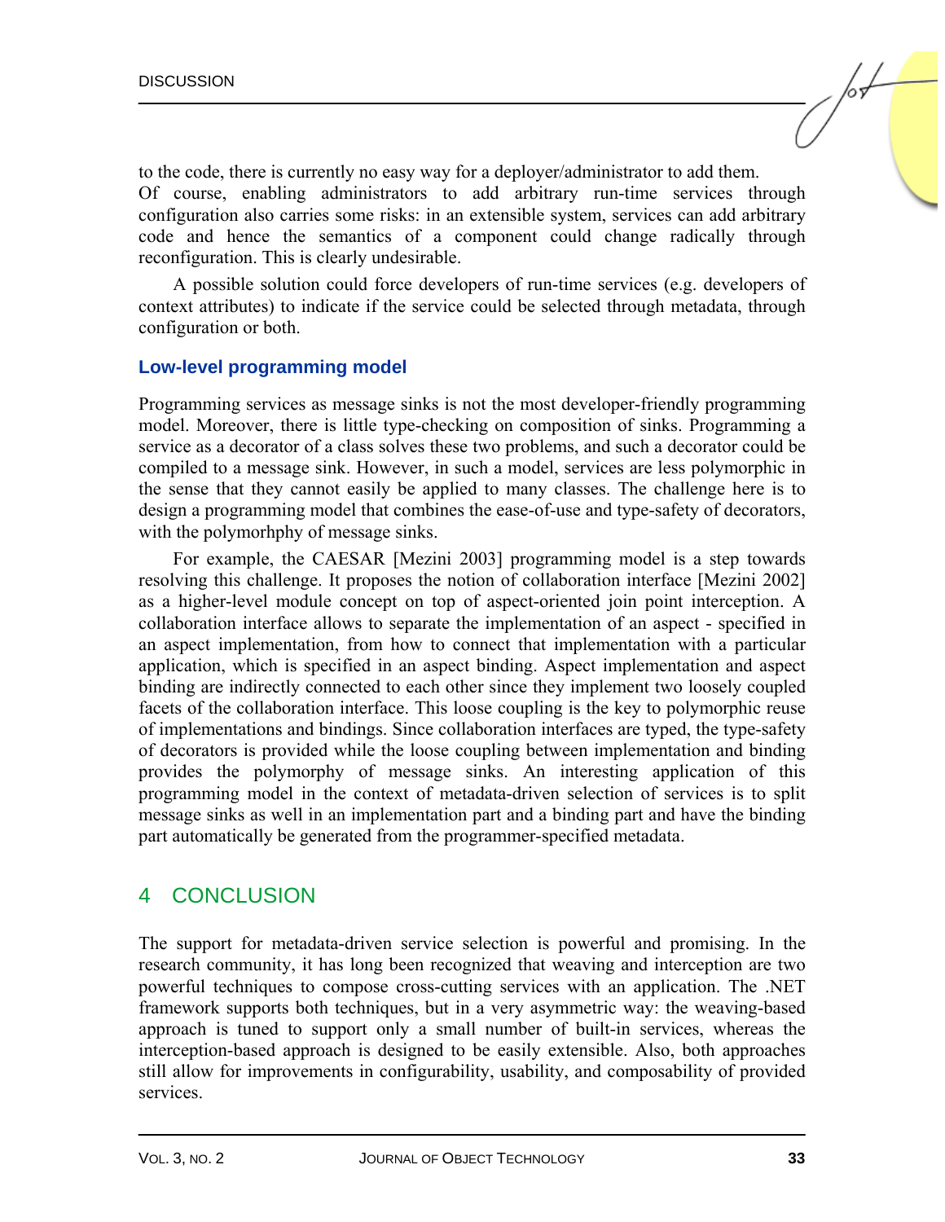to the code, there is currently no easy way for a deployer/administrator to add them. Of course, enabling administrators to add arbitrary run-time services through configuration also carries some risks: in an extensible system, services can add arbitrary code and hence the semantics of a component could change radically through reconfiguration. This is clearly undesirable.

A possible solution could force developers of run-time services (e.g. developers of context attributes) to indicate if the service could be selected through metadata, through configuration or both.

### Low-level programming model

Programming services as message sinks is not the most developer-friendly programming model. Moreover, there is little type-checking on composition of sinks. Programming a service as a decorator of a class solves these two problems, and such a decorator could be compiled to a message sink. However, in such a model, services are less polymorphic in the sense that they cannot easily be applied to many classes. The challenge here is to design a programming model that combines the ease-of-use and type-safety of decorators, with the polymorhphy of message sinks.

For example, the CAESAR [Mezini 2003] programming model is a step towards resolving this challenge. It proposes the notion of collaboration interface [Mezini 2002] as a higher-level module concept on top of aspect-oriented join point interception. A collaboration interface allows to separate the implementation of an aspect - specified in an aspect implementation, from how to connect that implementation with a particular application, which is specified in an aspect binding. Aspect implementation and aspect binding are indirectly connected to each other since they implement two loosely coupled facets of the collaboration interface. This loose coupling is the key to polymorphic reuse of implementations and bindings. Since collaboration interfaces are typed, the type-safety of decorators is provided while the loose coupling between implementation and binding provides the polymorphy of message sinks. An interesting application of this programming model in the context of metadata-driven selection of services is to split message sinks as well in an implementation part and a binding part and have the binding part automatically be generated from the programmer-specified metadata.

## 4 CONCLUSION

The support for metadata-driven service selection is powerful and promising. In the research community, it has long been recognized that weaving and interception are two powerful techniques to compose cross-cutting services with an application. The .NET framework supports both techniques, but in a very asymmetric way: the weaving-based approach is tuned to support only a small number of built-in services, whereas the interception-based approach is designed to be easily extensible. Also, both approaches still allow for improvements in configurability, usability, and composability of provided services.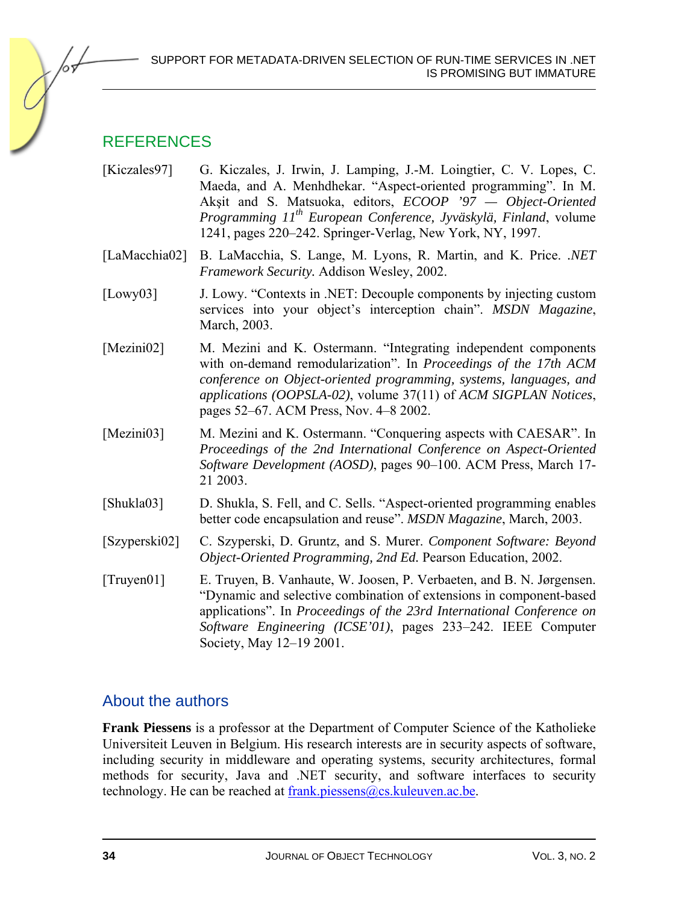## REFERENCES

[Kiczales97] G. Kiczales, J. Irwin, J. Lamping, J.-M. Loingtier, C. V. Lopes, C. Maeda, and A. Menhdhekar. "Aspect-oriented programming". In M. Akşit and S. Matsuoka, editors, *ECOOP '97 — Object-Oriented Programming 11th European Conference, Jyväskylä, Finland*, volume 1241, pages 220–242. Springer-Verlag, New York, NY, 1997.

[LaMacchia02] B. LaMacchia, S. Lange, M. Lyons, R. Martin, and K. Price. *.NET Framework Security.* Addison Wesley, 2002.

[Lowy03] J. Lowy. "Contexts in .NET: Decouple components by injecting custom services into your object's interception chain". *MSDN Magazine*, March, 2003.

[Mezini02] M. Mezini and K. Ostermann. "Integrating independent components with on-demand remodularization". In *Proceedings of the 17th ACM conference on Object-oriented programming, systems, languages, and applications (OOPSLA-02)*, volume 37(11) of *ACM SIGPLAN Notices*, pages 52–67. ACM Press, Nov. 4–8 2002.

[Mezini03] M. Mezini and K. Ostermann. "Conquering aspects with CAESAR". In *Proceedings of the 2nd International Conference on Aspect-Oriented Software Development (AOSD)*, pages 90–100. ACM Press, March 17-21 2003.

[Shukla03] D. Shukla, S. Fell, and C. Sells. "Aspect-oriented programming enables better code encapsulation and reuse". *MSDN Magazine*, March, 2003.

[Szyperski02] C. Szyperski, D. Gruntz, and S. Murer. *Component Software: Beyond Object-Oriented Programming, 2nd Ed.* Pearson Education, 2002.

[Truyen01] E. Truyen, B. Vanhaute, W. Joosen, P. Verbaeten, and B. N. Jørgensen. "Dynamic and selective combination of extensions in component-based applications". In *Proceedings of the 23rd International Conference on Software Engineering (ICSE'01)*, pages 233–242. IEEE Computer Society, May 12–19 2001.

## About the authors

**Frank Piessens** is a professor at the Department of Computer Science of the Katholieke Universiteit Leuven in Belgium. His research interests are in security aspects of software, including security in middleware and operating systems, security architectures, formal methods for security, Java and .NET security, and software interfaces to security technology. He can be reached at frank.piessens@cs.kuleuven.ac.be.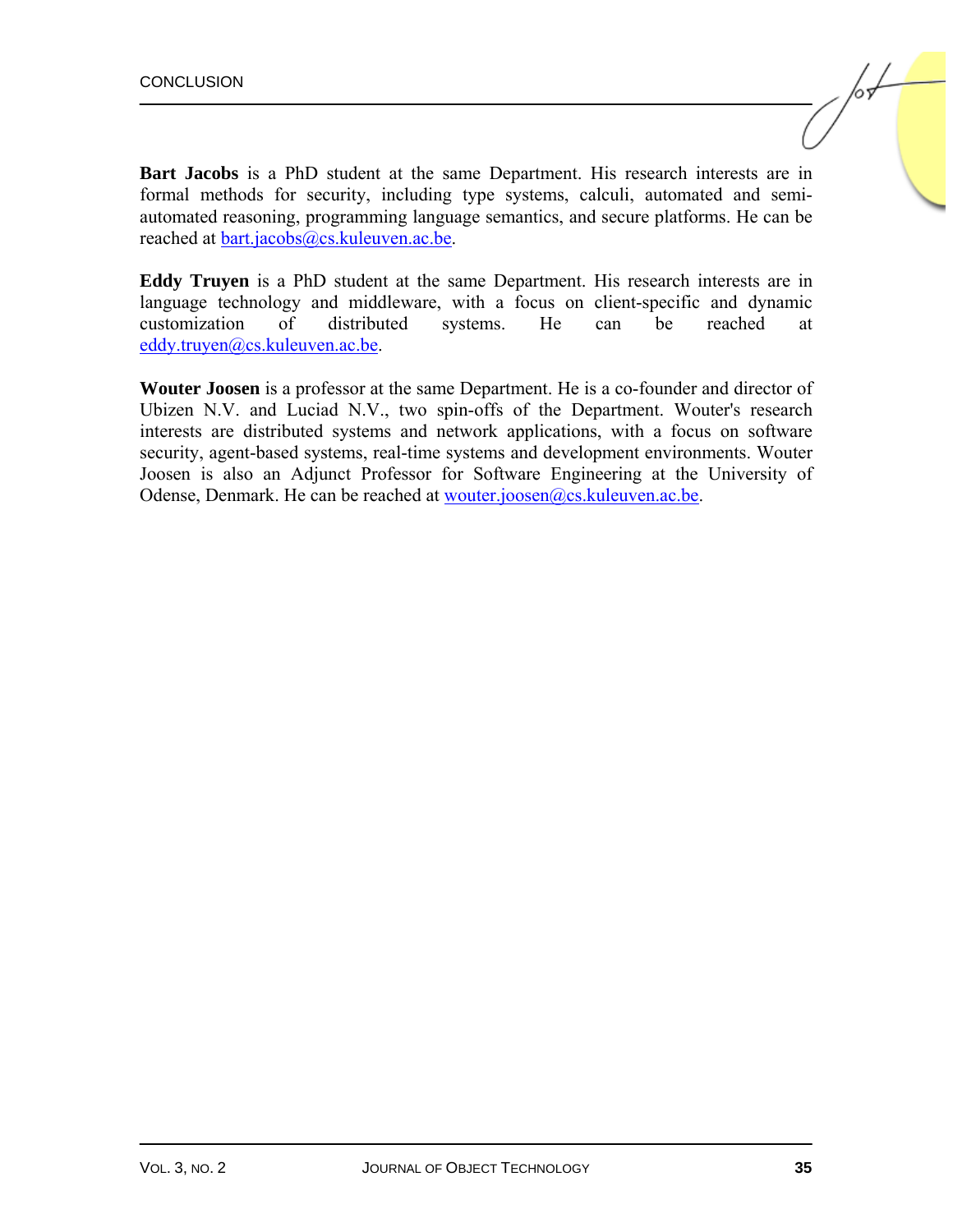**Bart Jacobs** is a PhD student at the same Department. His research interests are in formal methods for security, including type systems, calculi, automated and semi-automated reasoning, programming language semantics, and secure platforms. He can be reached at bart.jacobs@cs.kuleuven.ac.be.

**Eddy Truyen** is a PhD student at the same Department. His research interests are in language technology and middleware, with a focus on client-specific and dynamic customization of distributed systems. He can be reached at eddy.truyen@cs.kuleuven.ac.be.

**Wouter Joosen** is a professor at the same Department. He is a co-founder and director of Ubizen N.V. and Luciad N.V., two spin-offs of the Department. Wouter's research interests are distributed systems and network applications, with a focus on software security, agent-based systems, real-time systems and development environments. Wouter Joosen is also an Adjunct Professor for Software Engineering at the University of Odense, Denmark. He can be reached at wouter.joosen@cs.kuleuven.ac.be.